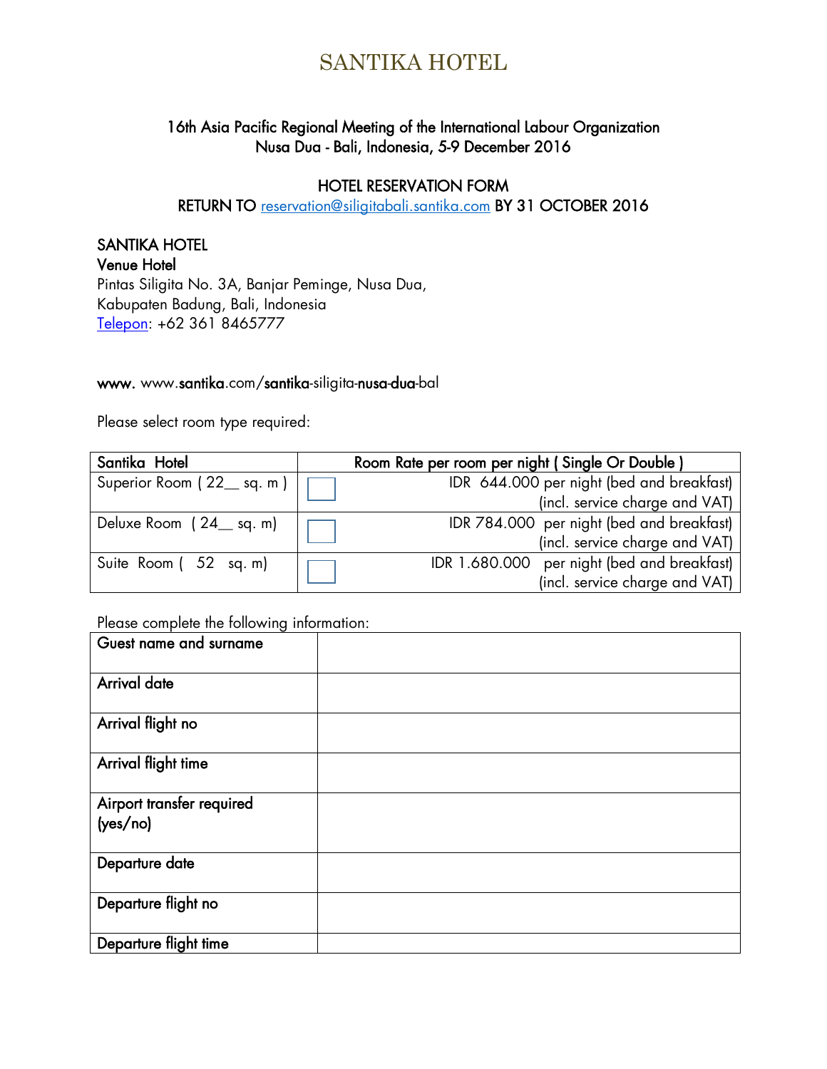# SANTIKA HOTEL

16th Asia Pacific Regional Meeting of the International Labour Organization
Nusa Dua - Bali, Indonesia, 5-9 December 2016

HOTEL RESERVATION FORM
RETURN TO reservation@siligitabali.santika.com BY 31 OCTOBER 2016

SANTIKA HOTEL
Venue Hotel
Pintas Siligita No. 3A, Banjar Peminge, Nusa Dua,
Kabupaten Badung, Bali, Indonesia
Telepon: +62 361 8465777

www. www.santika.com/santika-siligita-nusa-dua-bal

Please select room type required:

| Santika Hotel | Room Rate per room per night ( Single Or Double ) |
|---|---|
| Superior Room ( 22__ sq. m ) | ☐ IDR 644.000 per night (bed and breakfast) (incl. service charge and VAT) |
| Deluxe Room ( 24__ sq. m) | ☐ IDR 784.000 per night (bed and breakfast) (incl. service charge and VAT) |
| Suite Room ( 52 sq. m) | ☐ IDR 1.680.000 per night (bed and breakfast) (incl. service charge and VAT) |

Please complete the following information:

| Guest name and surname | |
|---|---|
| Arrival date | |
| Arrival flight no | |
| Arrival flight time | |
| Airport transfer required (yes/no) | |
| Departure date | |
| Departure flight no | |
| Departure flight time | |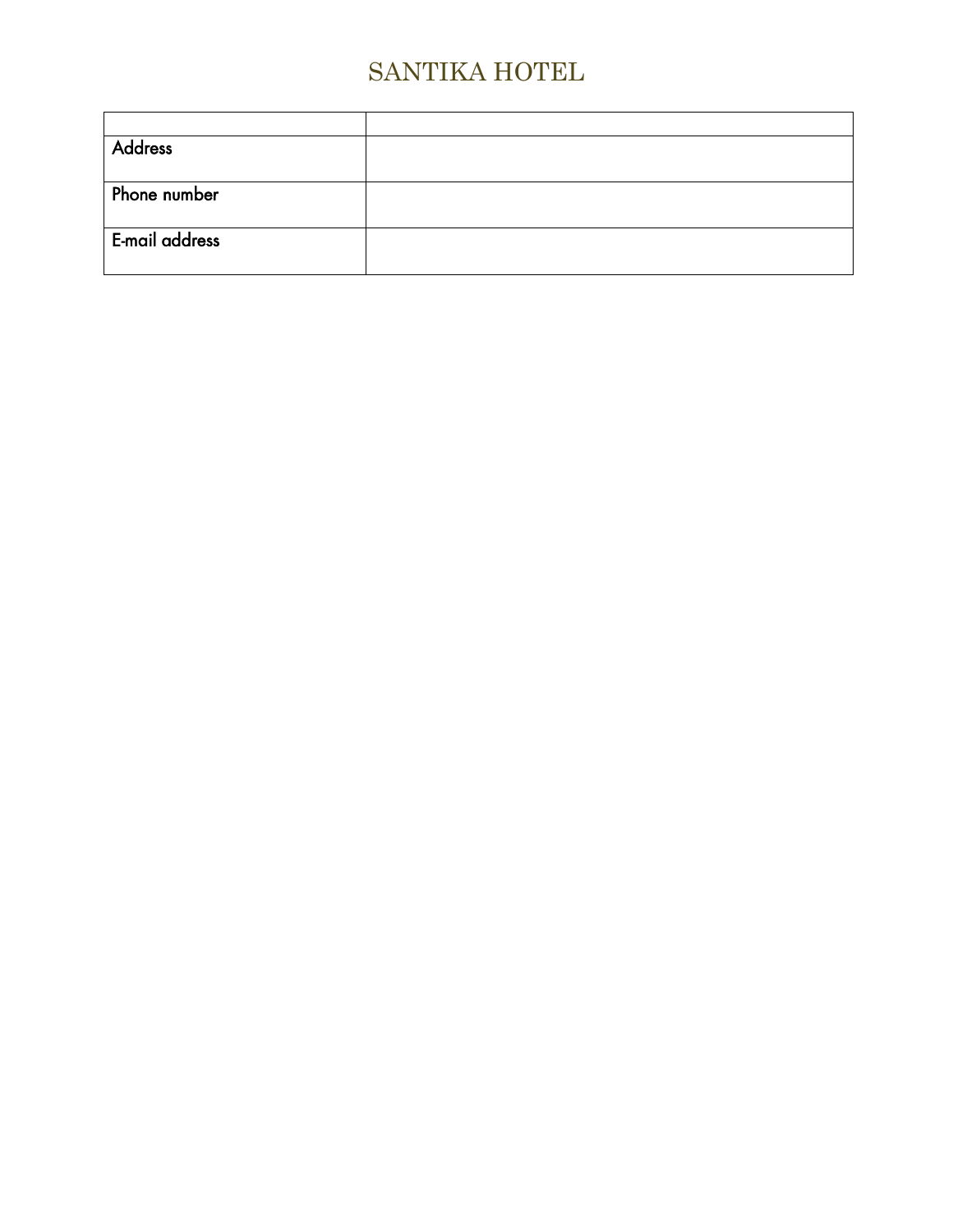# SANTIKA HOTEL

| | |
|---|---|
| Address | |
| Phone number | |
| E-mail address | |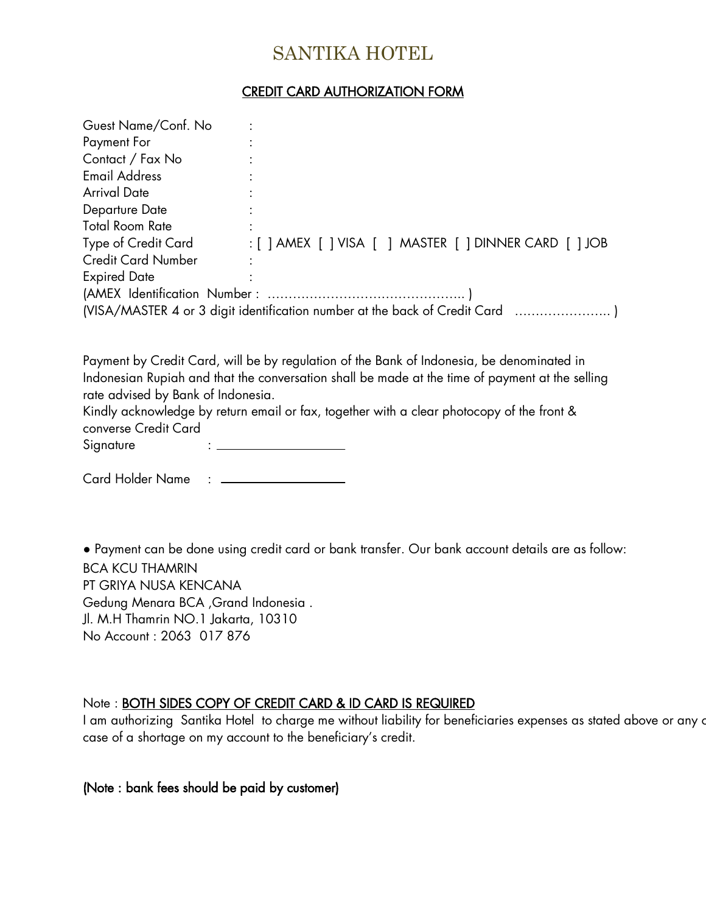# SANTIKA HOTEL

## CREDIT CARD AUTHORIZATION FORM

Guest Name/Conf. No :
Payment For :
Contact / Fax No :
Email Address :
Arrival Date :
Departure Date :
Total Room Rate :
Type of Credit Card : [ ] AMEX [ ] VISA [ ] MASTER [ ] DINNER CARD [ ] JOB
Credit Card Number :
Expired Date :
(AMEX Identification Number : ……………………………………….. )
(VISA/MASTER 4 or 3 digit identification number at the back of Credit Card ………………….. )

Payment by Credit Card, will be by regulation of the Bank of Indonesia, be denominated in Indonesian Rupiah and that the conversation shall be made at the time of payment at the selling rate advised by Bank of Indonesia.
Kindly acknowledge by return email or fax, together with a clear photocopy of the front & converse Credit Card

Signature : ____________________

Card Holder Name : ____________________

● Payment can be done using credit card or bank transfer. Our bank account details are as follow:
BCA KCU THAMRIN
PT GRIYA NUSA KENCANA
Gedung Menara BCA ,Grand Indonesia .
Jl. M.H Thamrin NO.1 Jakarta, 10310
No Account : 2063 017 876

Note : BOTH SIDES COPY OF CREDIT CARD & ID CARD IS REQUIRED
I am authorizing Santika Hotel to charge me without liability for beneficiaries expenses as stated above or any c case of a shortage on my account to the beneficiary's credit.

(Note : bank fees should be paid by customer)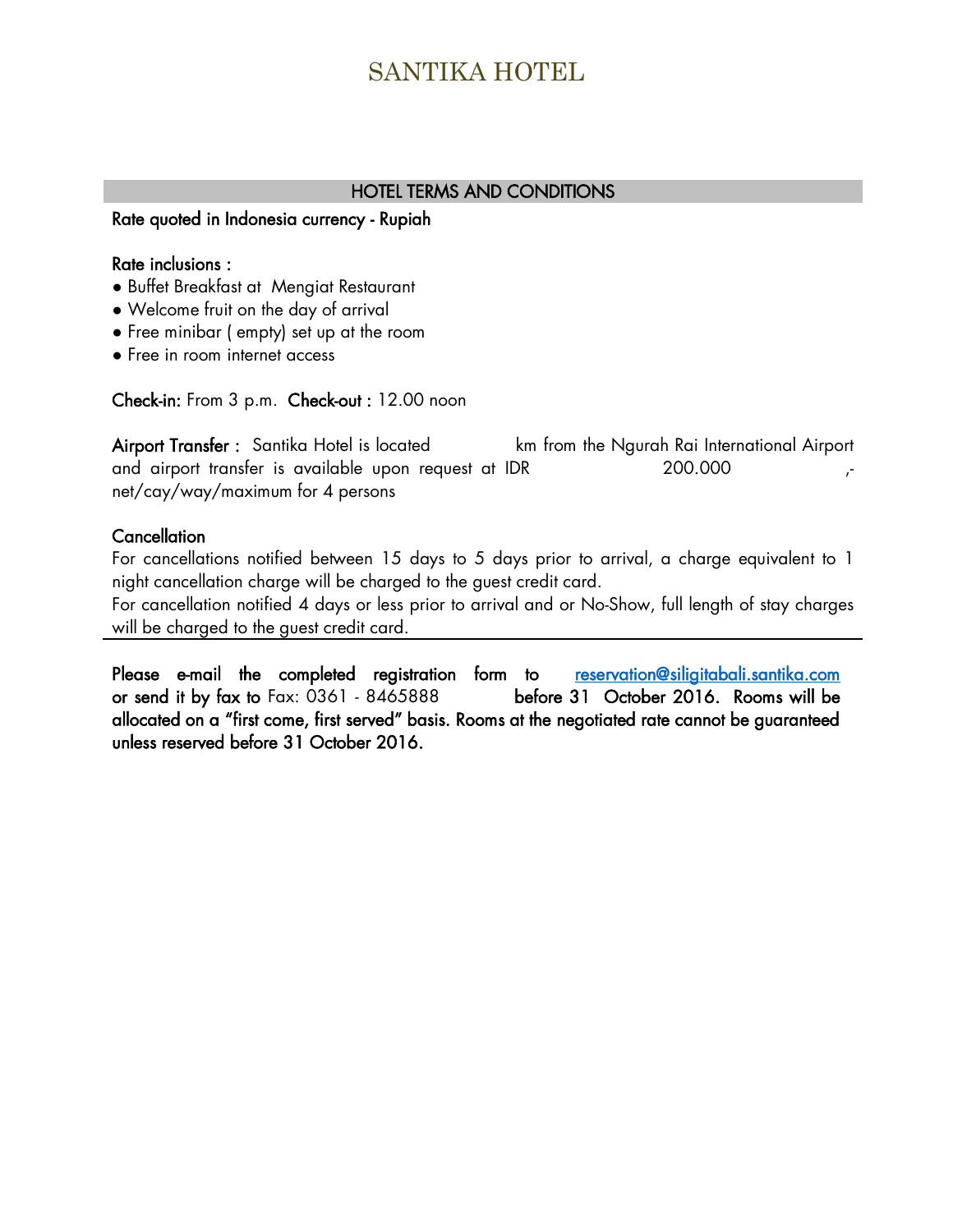# SANTIKA HOTEL

## HOTEL TERMS AND CONDITIONS

**Rate quoted in Indonesia currency - Rupiah**

**Rate inclusions :**

- Buffet Breakfast at  Mengiat Restaurant
- Welcome fruit on the day of arrival
- Free minibar ( empty) set up at the room
- Free in room internet access

**Check-in:** From 3 p.m.  **Check-out :** 12.00 noon

**Airport Transfer :** Santika Hotel is located km from the Ngurah Rai International Airport and airport transfer is available upon request at IDR 200.000 ,- net/cay/way/maximum for 4 persons

**Cancellation**

For cancellations notified between 15 days to 5 days prior to arrival, a charge equivalent to 1 night cancellation charge will be charged to the guest credit card.

For cancellation notified 4 days or less prior to arrival and or No-Show, full length of stay charges will be charged to the guest credit card.

---

**Please e-mail the completed registration form to** reservation@siligitabali.santika.com **or send it by fax to** Fax: 0361 - 8465888 **before 31 October 2016. Rooms will be allocated on a "first come, first served" basis. Rooms at the negotiated rate cannot be guaranteed unless reserved before 31 October 2016.**